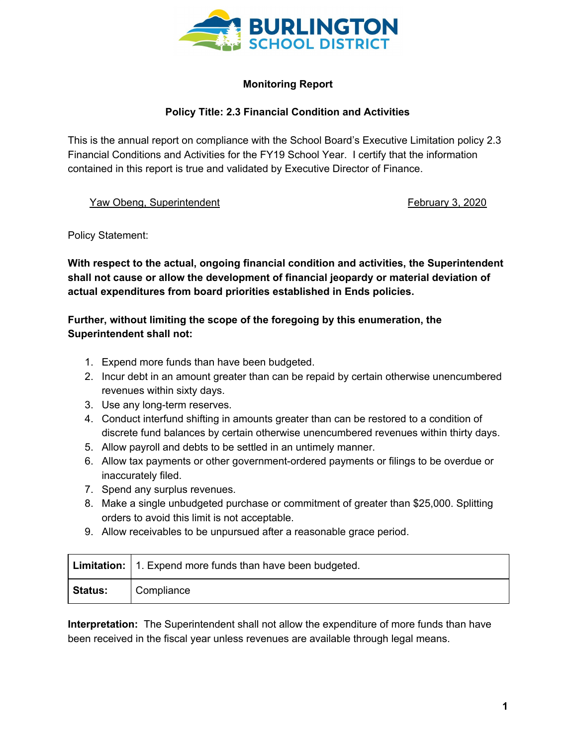BURLINGTON SCHOOL DISTRICT

**Monitoring Report**

**Policy Title: 2.3 Financial Condition and Activities**

This is the annual report on compliance with the School Board's Executive Limitation policy 2.3 Financial Conditions and Activities for the FY19 School Year. I certify that the information contained in this report is true and validated by Executive Director of Finance.

Yaw Obeng, Superintendent — February 3, 2020

Policy Statement:

**With respect to the actual, ongoing financial condition and activities, the Superintendent shall not cause or allow the development of financial jeopardy or material deviation of actual expenditures from board priorities established in Ends policies.**

**Further, without limiting the scope of the foregoing by this enumeration, the Superintendent shall not:**

1. Expend more funds than have been budgeted.
2. Incur debt in an amount greater than can be repaid by certain otherwise unencumbered revenues within sixty days.
3. Use any long-term reserves.
4. Conduct interfund shifting in amounts greater than can be restored to a condition of discrete fund balances by certain otherwise unencumbered revenues within thirty days.
5. Allow payroll and debts to be settled in an untimely manner.
6. Allow tax payments or other government-ordered payments or filings to be overdue or inaccurately filed.
7. Spend any surplus revenues.
8. Make a single unbudgeted purchase or commitment of greater than $25,000. Splitting orders to avoid this limit is not acceptable.
9. Allow receivables to be unpursued after a reasonable grace period.

| **Limitation:** | 1. Expend more funds than have been budgeted. |
|---|---|
| **Status:** | Compliance |

**Interpretation:** The Superintendent shall not allow the expenditure of more funds than have been received in the fiscal year unless revenues are available through legal means.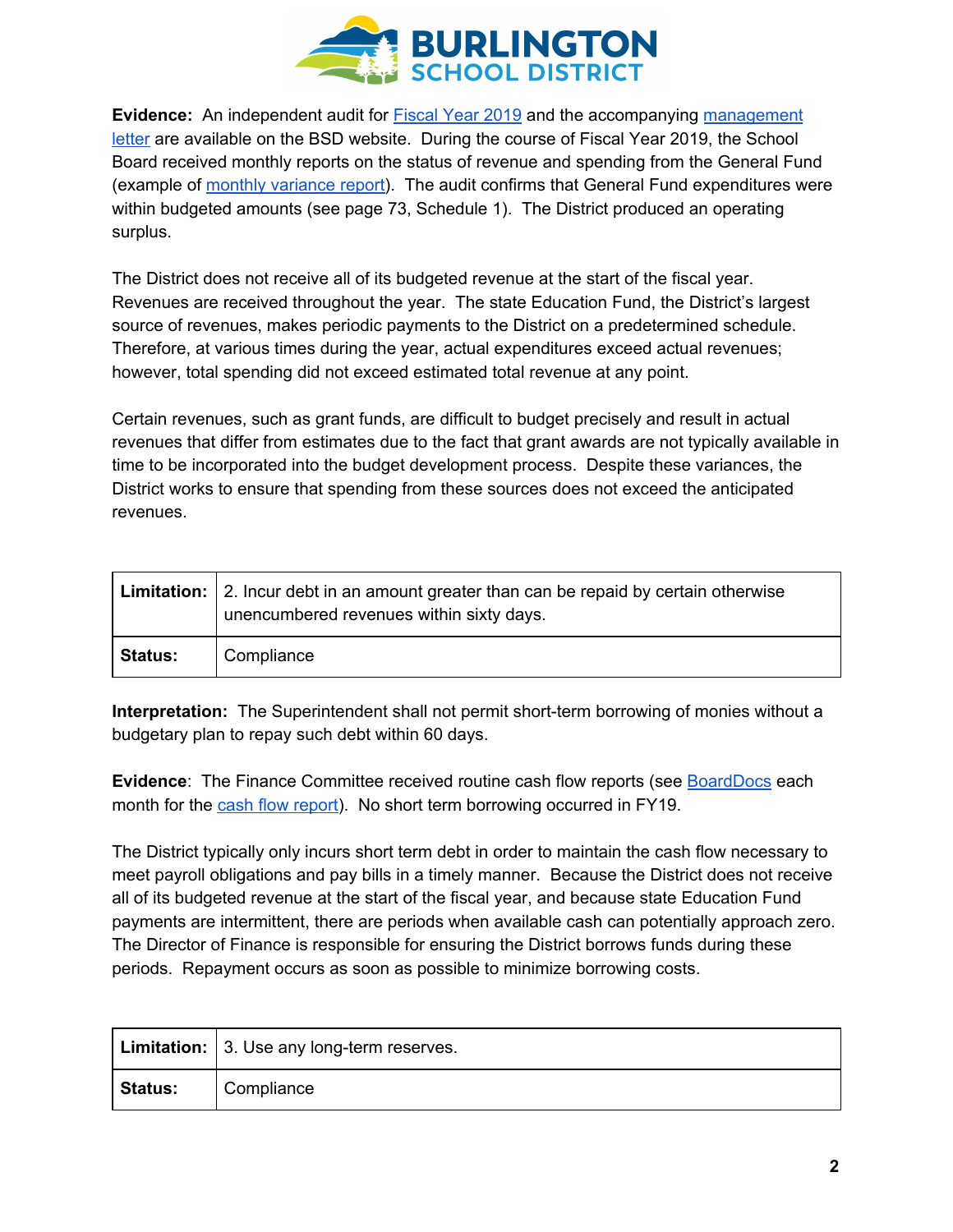**Evidence:** An independent audit for Fiscal Year 2019 and the accompanying management letter are available on the BSD website. During the course of Fiscal Year 2019, the School Board received monthly reports on the status of revenue and spending from the General Fund (example of monthly variance report). The audit confirms that General Fund expenditures were within budgeted amounts (see page 73, Schedule 1). The District produced an operating surplus.

The District does not receive all of its budgeted revenue at the start of the fiscal year. Revenues are received throughout the year. The state Education Fund, the District's largest source of revenues, makes periodic payments to the District on a predetermined schedule. Therefore, at various times during the year, actual expenditures exceed actual revenues; however, total spending did not exceed estimated total revenue at any point.

Certain revenues, such as grant funds, are difficult to budget precisely and result in actual revenues that differ from estimates due to the fact that grant awards are not typically available in time to be incorporated into the budget development process. Despite these variances, the District works to ensure that spending from these sources does not exceed the anticipated revenues.

| **Limitation:** | 2. Incur debt in an amount greater than can be repaid by certain otherwise unencumbered revenues within sixty days. |
|---|---|
| **Status:** | Compliance |

**Interpretation:** The Superintendent shall not permit short-term borrowing of monies without a budgetary plan to repay such debt within 60 days.

**Evidence**: The Finance Committee received routine cash flow reports (see BoardDocs each month for the cash flow report). No short term borrowing occurred in FY19.

The District typically only incurs short term debt in order to maintain the cash flow necessary to meet payroll obligations and pay bills in a timely manner. Because the District does not receive all of its budgeted revenue at the start of the fiscal year, and because state Education Fund payments are intermittent, there are periods when available cash can potentially approach zero. The Director of Finance is responsible for ensuring the District borrows funds during these periods. Repayment occurs as soon as possible to minimize borrowing costs.

| **Limitation:** | 3. Use any long-term reserves. |
|---|---|
| **Status:** | Compliance |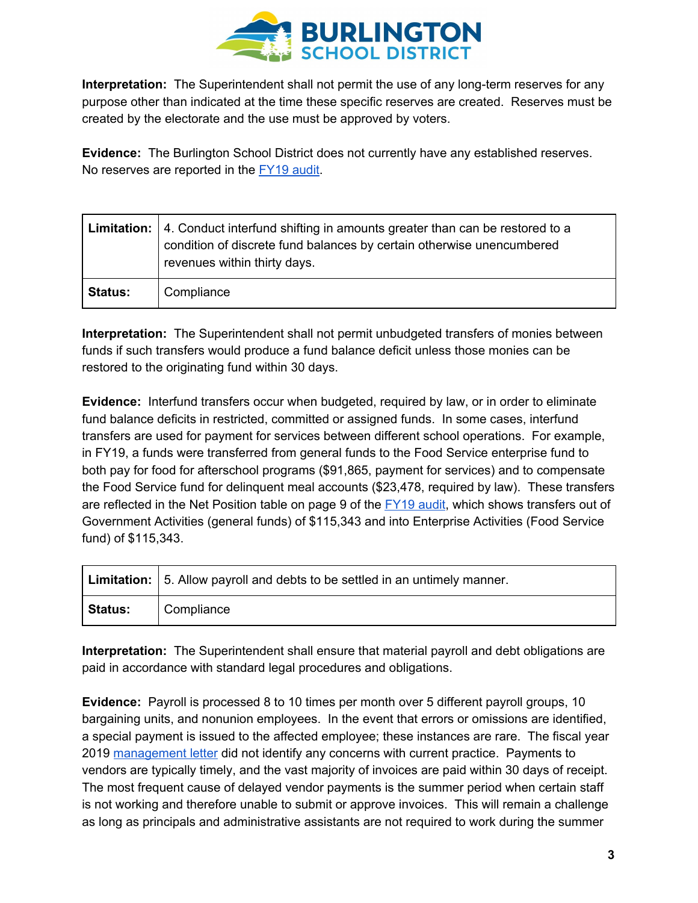**Interpretation:** The Superintendent shall not permit the use of any long-term reserves for any purpose other than indicated at the time these specific reserves are created. Reserves must be created by the electorate and the use must be approved by voters.

**Evidence:** The Burlington School District does not currently have any established reserves. No reserves are reported in the [FY19 audit](FY19 audit).

| **Limitation:** | 4. Conduct interfund shifting in amounts greater than can be restored to a condition of discrete fund balances by certain otherwise unencumbered revenues within thirty days. |
|---|---|
| **Status:** | Compliance |

**Interpretation:** The Superintendent shall not permit unbudgeted transfers of monies between funds if such transfers would produce a fund balance deficit unless those monies can be restored to the originating fund within 30 days.

**Evidence:** Interfund transfers occur when budgeted, required by law, or in order to eliminate fund balance deficits in restricted, committed or assigned funds. In some cases, interfund transfers are used for payment for services between different school operations. For example, in FY19, a funds were transferred from general funds to the Food Service enterprise fund to both pay for food for afterschool programs ($91,865, payment for services) and to compensate the Food Service fund for delinquent meal accounts ($23,478, required by law). These transfers are reflected in the Net Position table on page 9 of the [FY19 audit](FY19 audit), which shows transfers out of Government Activities (general funds) of $115,343 and into Enterprise Activities (Food Service fund) of $115,343.

| **Limitation:** | 5. Allow payroll and debts to be settled in an untimely manner. |
|---|---|
| **Status:** | Compliance |

**Interpretation:** The Superintendent shall ensure that material payroll and debt obligations are paid in accordance with standard legal procedures and obligations.

**Evidence:** Payroll is processed 8 to 10 times per month over 5 different payroll groups, 10 bargaining units, and nonunion employees. In the event that errors or omissions are identified, a special payment is issued to the affected employee; these instances are rare. The fiscal year 2019 [management letter](management letter) did not identify any concerns with current practice. Payments to vendors are typically timely, and the vast majority of invoices are paid within 30 days of receipt. The most frequent cause of delayed vendor payments is the summer period when certain staff is not working and therefore unable to submit or approve invoices. This will remain a challenge as long as principals and administrative assistants are not required to work during the summer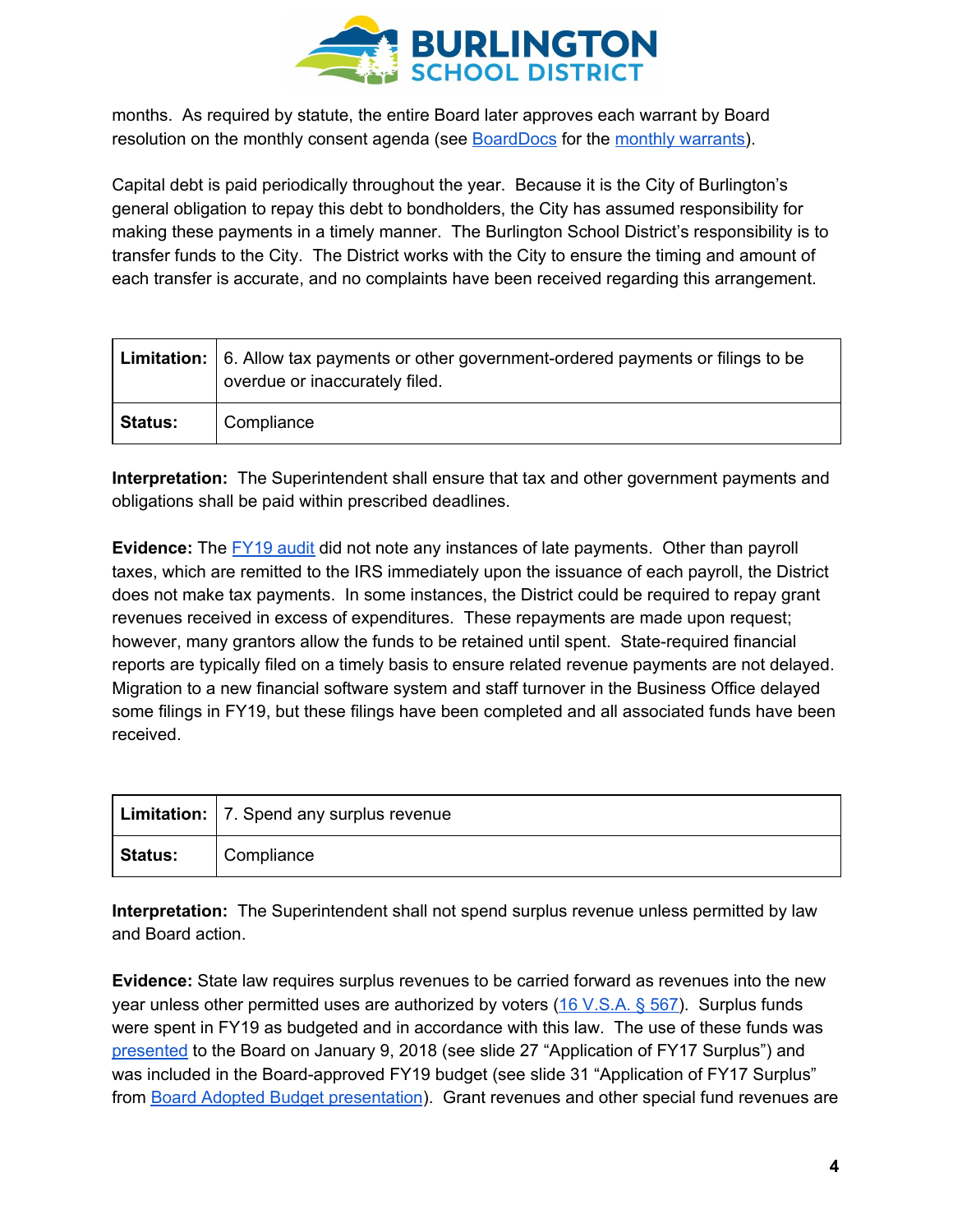months. As required by statute, the entire Board later approves each warrant by Board resolution on the monthly consent agenda (see BoardDocs for the monthly warrants).

Capital debt is paid periodically throughout the year. Because it is the City of Burlington's general obligation to repay this debt to bondholders, the City has assumed responsibility for making these payments in a timely manner. The Burlington School District's responsibility is to transfer funds to the City. The District works with the City to ensure the timing and amount of each transfer is accurate, and no complaints have been received regarding this arrangement.

| **Limitation:** | 6. Allow tax payments or other government-ordered payments or filings to be overdue or inaccurately filed. |
|---|---|
| **Status:** | Compliance |

**Interpretation:** The Superintendent shall ensure that tax and other government payments and obligations shall be paid within prescribed deadlines.

**Evidence:** The FY19 audit did not note any instances of late payments. Other than payroll taxes, which are remitted to the IRS immediately upon the issuance of each payroll, the District does not make tax payments. In some instances, the District could be required to repay grant revenues received in excess of expenditures. These repayments are made upon request; however, many grantors allow the funds to be retained until spent. State-required financial reports are typically filed on a timely basis to ensure related revenue payments are not delayed. Migration to a new financial software system and staff turnover in the Business Office delayed some filings in FY19, but these filings have been completed and all associated funds have been received.

| **Limitation:** | 7. Spend any surplus revenue |
|---|---|
| **Status:** | Compliance |

**Interpretation:** The Superintendent shall not spend surplus revenue unless permitted by law and Board action.

**Evidence:** State law requires surplus revenues to be carried forward as revenues into the new year unless other permitted uses are authorized by voters (16 V.S.A. § 567). Surplus funds were spent in FY19 as budgeted and in accordance with this law. The use of these funds was presented to the Board on January 9, 2018 (see slide 27 "Application of FY17 Surplus") and was included in the Board-approved FY19 budget (see slide 31 "Application of FY17 Surplus" from Board Adopted Budget presentation). Grant revenues and other special fund revenues are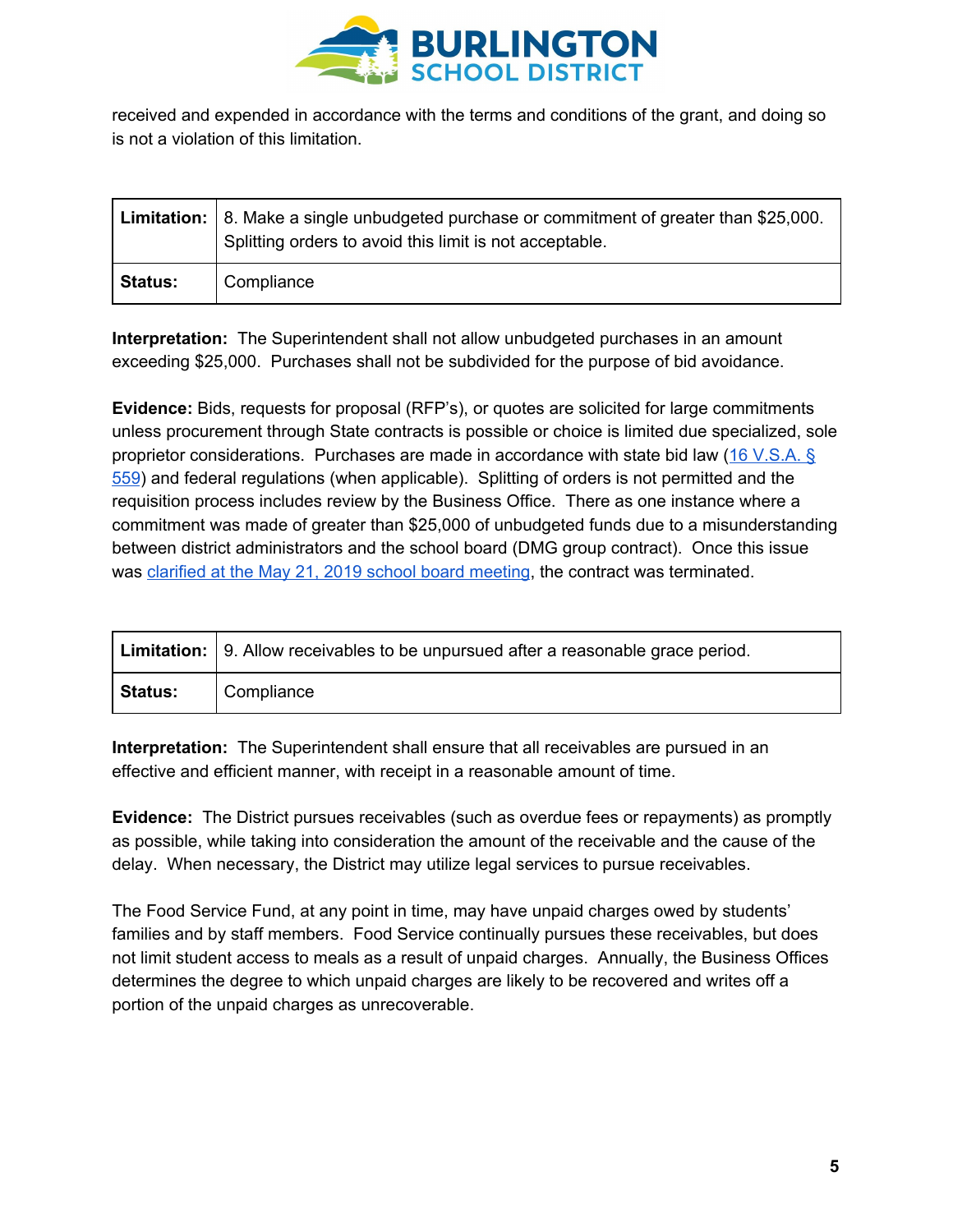received and expended in accordance with the terms and conditions of the grant, and doing so is not a violation of this limitation.

| | |
|---|---|
| **Limitation:** | 8. Make a single unbudgeted purchase or commitment of greater than $25,000. Splitting orders to avoid this limit is not acceptable. |
| **Status:** | Compliance |

**Interpretation:** The Superintendent shall not allow unbudgeted purchases in an amount exceeding $25,000. Purchases shall not be subdivided for the purpose of bid avoidance.

**Evidence:** Bids, requests for proposal (RFP's), or quotes are solicited for large commitments unless procurement through State contracts is possible or choice is limited due specialized, sole proprietor considerations. Purchases are made in accordance with state bid law (16 V.S.A. § 559) and federal regulations (when applicable). Splitting of orders is not permitted and the requisition process includes review by the Business Office. There as one instance where a commitment was made of greater than $25,000 of unbudgeted funds due to a misunderstanding between district administrators and the school board (DMG group contract). Once this issue was clarified at the May 21, 2019 school board meeting, the contract was terminated.

| | |
|---|---|
| **Limitation:** | 9. Allow receivables to be unpursued after a reasonable grace period. |
| **Status:** | Compliance |

**Interpretation:** The Superintendent shall ensure that all receivables are pursued in an effective and efficient manner, with receipt in a reasonable amount of time.

**Evidence:** The District pursues receivables (such as overdue fees or repayments) as promptly as possible, while taking into consideration the amount of the receivable and the cause of the delay. When necessary, the District may utilize legal services to pursue receivables.

The Food Service Fund, at any point in time, may have unpaid charges owed by students' families and by staff members. Food Service continually pursues these receivables, but does not limit student access to meals as a result of unpaid charges. Annually, the Business Offices determines the degree to which unpaid charges are likely to be recovered and writes off a portion of the unpaid charges as unrecoverable.